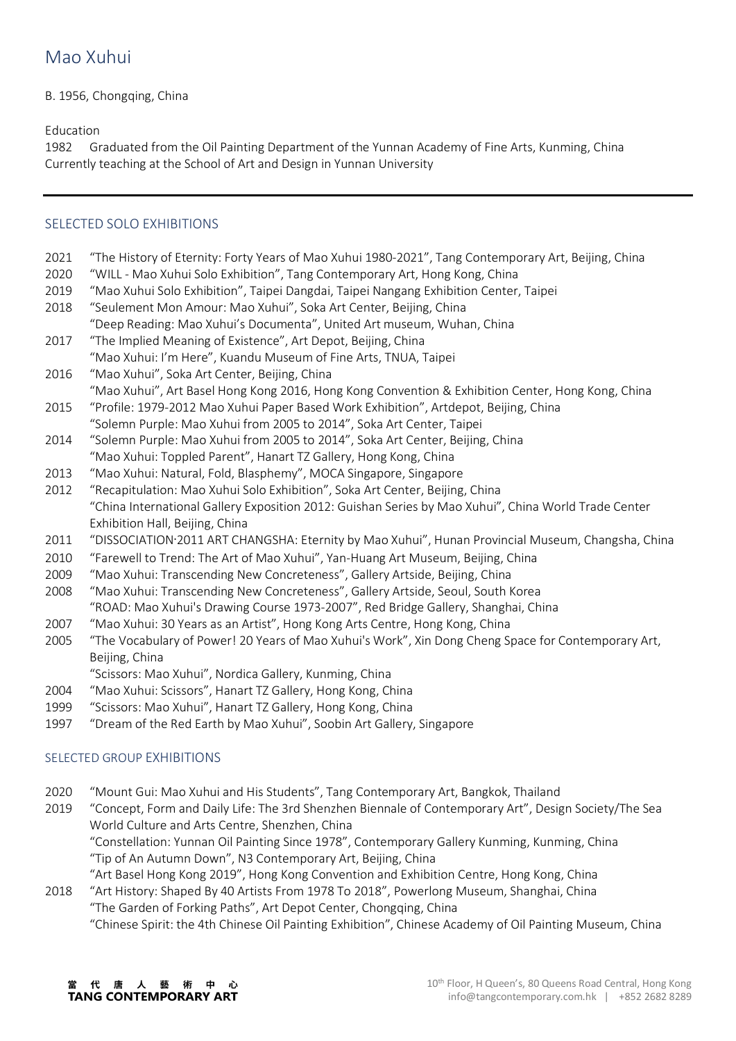# Mao Xuhui

B. 1956, Chongqing, China

Education

1982 Graduated from the Oil Painting Department of the Yunnan Academy of Fine Arts, Kunming, China
Currently teaching at the School of Art and Design in Yunnan University

---

## SELECTED SOLO EXHIBITIONS

2021 "The History of Eternity: Forty Years of Mao Xuhui 1980-2021", Tang Contemporary Art, Beijing, China
2020 "WILL - Mao Xuhui Solo Exhibition", Tang Contemporary Art, Hong Kong, China
2019 "Mao Xuhui Solo Exhibition", Taipei Dangdai, Taipei Nangang Exhibition Center, Taipei
2018 "Seulement Mon Amour: Mao Xuhui", Soka Art Center, Beijing, China
"Deep Reading: Mao Xuhui's Documenta", United Art museum, Wuhan, China
2017 "The Implied Meaning of Existence", Art Depot, Beijing, China
"Mao Xuhui: I'm Here", Kuandu Museum of Fine Arts, TNUA, Taipei
2016 "Mao Xuhui", Soka Art Center, Beijing, China
"Mao Xuhui", Art Basel Hong Kong 2016, Hong Kong Convention & Exhibition Center, Hong Kong, China
2015 "Profile: 1979-2012 Mao Xuhui Paper Based Work Exhibition", Artdepot, Beijing, China
"Solemn Purple: Mao Xuhui from 2005 to 2014", Soka Art Center, Taipei
2014 "Solemn Purple: Mao Xuhui from 2005 to 2014", Soka Art Center, Beijing, China
"Mao Xuhui: Toppled Parent", Hanart TZ Gallery, Hong Kong, China
2013 "Mao Xuhui: Natural, Fold, Blasphemy", MOCA Singapore, Singapore
2012 "Recapitulation: Mao Xuhui Solo Exhibition", Soka Art Center, Beijing, China
"China International Gallery Exposition 2012: Guishan Series by Mao Xuhui", China World Trade Center Exhibition Hall, Beijing, China
2011 "DISSOCIATION·2011 ART CHANGSHA: Eternity by Mao Xuhui", Hunan Provincial Museum, Changsha, China
2010 "Farewell to Trend: The Art of Mao Xuhui", Yan-Huang Art Museum, Beijing, China
2009 "Mao Xuhui: Transcending New Concreteness", Gallery Artside, Beijing, China
2008 "Mao Xuhui: Transcending New Concreteness", Gallery Artside, Seoul, South Korea
"ROAD: Mao Xuhui's Drawing Course 1973-2007", Red Bridge Gallery, Shanghai, China
2007 "Mao Xuhui: 30 Years as an Artist", Hong Kong Arts Centre, Hong Kong, China
2005 "The Vocabulary of Power! 20 Years of Mao Xuhui's Work", Xin Dong Cheng Space for Contemporary Art, Beijing, China
"Scissors: Mao Xuhui", Nordica Gallery, Kunming, China
2004 "Mao Xuhui: Scissors", Hanart TZ Gallery, Hong Kong, China
1999 "Scissors: Mao Xuhui", Hanart TZ Gallery, Hong Kong, China
1997 "Dream of the Red Earth by Mao Xuhui", Soobin Art Gallery, Singapore

## SELECTED GROUP EXHIBITIONS

2020 "Mount Gui: Mao Xuhui and His Students", Tang Contemporary Art, Bangkok, Thailand
2019 "Concept, Form and Daily Life: The 3rd Shenzhen Biennale of Contemporary Art", Design Society/The Sea World Culture and Arts Centre, Shenzhen, China
"Constellation: Yunnan Oil Painting Since 1978", Contemporary Gallery Kunming, Kunming, China
"Tip of An Autumn Down", N3 Contemporary Art, Beijing, China
"Art Basel Hong Kong 2019", Hong Kong Convention and Exhibition Centre, Hong Kong, China
2018 "Art History: Shaped By 40 Artists From 1978 To 2018", Powerlong Museum, Shanghai, China
"The Garden of Forking Paths", Art Depot Center, Chongqing, China
"Chinese Spirit: the 4th Chinese Oil Painting Exhibition", Chinese Academy of Oil Painting Museum, China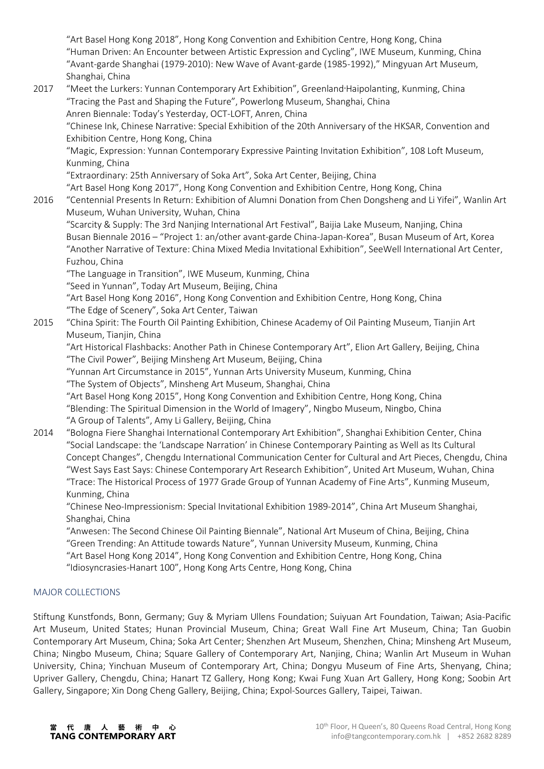"Art Basel Hong Kong 2018", Hong Kong Convention and Exhibition Centre, Hong Kong, China
"Human Driven: An Encounter between Artistic Expression and Cycling", IWE Museum, Kunming, China
"Avant-garde Shanghai (1979-2010): New Wave of Avant-garde (1985-1992)," Mingyuan Art Museum, Shanghai, China

2017 "Meet the Lurkers: Yunnan Contemporary Art Exhibition", Greenland·Haipolanting, Kunming, China
"Tracing the Past and Shaping the Future", Powerlong Museum, Shanghai, China
Anren Biennale: Today's Yesterday, OCT-LOFT, Anren, China
"Chinese Ink, Chinese Narrative: Special Exhibition of the 20th Anniversary of the HKSAR, Convention and Exhibition Centre, Hong Kong, China
"Magic, Expression: Yunnan Contemporary Expressive Painting Invitation Exhibition", 108 Loft Museum, Kunming, China
"Extraordinary: 25th Anniversary of Soka Art", Soka Art Center, Beijing, China
"Art Basel Hong Kong 2017", Hong Kong Convention and Exhibition Centre, Hong Kong, China

2016 "Centennial Presents In Return: Exhibition of Alumni Donation from Chen Dongsheng and Li Yifei", Wanlin Art Museum, Wuhan University, Wuhan, China
"Scarcity & Supply: The 3rd Nanjing International Art Festival", Baijia Lake Museum, Nanjing, China
Busan Biennale 2016 – "Project 1: an/other avant-garde China-Japan-Korea", Busan Museum of Art, Korea
"Another Narrative of Texture: China Mixed Media Invitational Exhibition", SeeWell International Art Center, Fuzhou, China
"The Language in Transition", IWE Museum, Kunming, China
"Seed in Yunnan", Today Art Museum, Beijing, China
"Art Basel Hong Kong 2016", Hong Kong Convention and Exhibition Centre, Hong Kong, China
"The Edge of Scenery", Soka Art Center, Taiwan

2015 "China Spirit: The Fourth Oil Painting Exhibition, Chinese Academy of Oil Painting Museum, Tianjin Art Museum, Tianjin, China
"Art Historical Flashbacks: Another Path in Chinese Contemporary Art", Elion Art Gallery, Beijing, China
"The Civil Power", Beijing Minsheng Art Museum, Beijing, China
"Yunnan Art Circumstance in 2015", Yunnan Arts University Museum, Kunming, China
"The System of Objects", Minsheng Art Museum, Shanghai, China
"Art Basel Hong Kong 2015", Hong Kong Convention and Exhibition Centre, Hong Kong, China
"Blending: The Spiritual Dimension in the World of Imagery", Ningbo Museum, Ningbo, China
"A Group of Talents", Amy Li Gallery, Beijing, China

2014 "Bologna Fiere Shanghai International Contemporary Art Exhibition", Shanghai Exhibition Center, China
"Social Landscape: the 'Landscape Narration' in Chinese Contemporary Painting as Well as Its Cultural Concept Changes", Chengdu International Communication Center for Cultural and Art Pieces, Chengdu, China
"West Says East Says: Chinese Contemporary Art Research Exhibition", United Art Museum, Wuhan, China
"Trace: The Historical Process of 1977 Grade Group of Yunnan Academy of Fine Arts", Kunming Museum, Kunming, China
"Chinese Neo-Impressionism: Special Invitational Exhibition 1989-2014", China Art Museum Shanghai, Shanghai, China
"Anwesen: The Second Chinese Oil Painting Biennale", National Art Museum of China, Beijing, China
"Green Trending: An Attitude towards Nature", Yunnan University Museum, Kunming, China
"Art Basel Hong Kong 2014", Hong Kong Convention and Exhibition Centre, Hong Kong, China
"Idiosyncrasies-Hanart 100", Hong Kong Arts Centre, Hong Kong, China

## MAJOR COLLECTIONS

Stiftung Kunstfonds, Bonn, Germany; Guy & Myriam Ullens Foundation; Suiyuan Art Foundation, Taiwan; Asia-Pacific Art Museum, United States; Hunan Provincial Museum, China; Great Wall Fine Art Museum, China; Tan Guobin Contemporary Art Museum, China; Soka Art Center; Shenzhen Art Museum, Shenzhen, China; Minsheng Art Museum, China; Ningbo Museum, China; Square Gallery of Contemporary Art, Nanjing, China; Wanlin Art Museum in Wuhan University, China; Yinchuan Museum of Contemporary Art, China; Dongyu Museum of Fine Arts, Shenyang, China; Upriver Gallery, Chengdu, China; Hanart TZ Gallery, Hong Kong; Kwai Fung Xuan Art Gallery, Hong Kong; Soobin Art Gallery, Singapore; Xin Dong Cheng Gallery, Beijing, China; Expol-Sources Gallery, Taipei, Taiwan.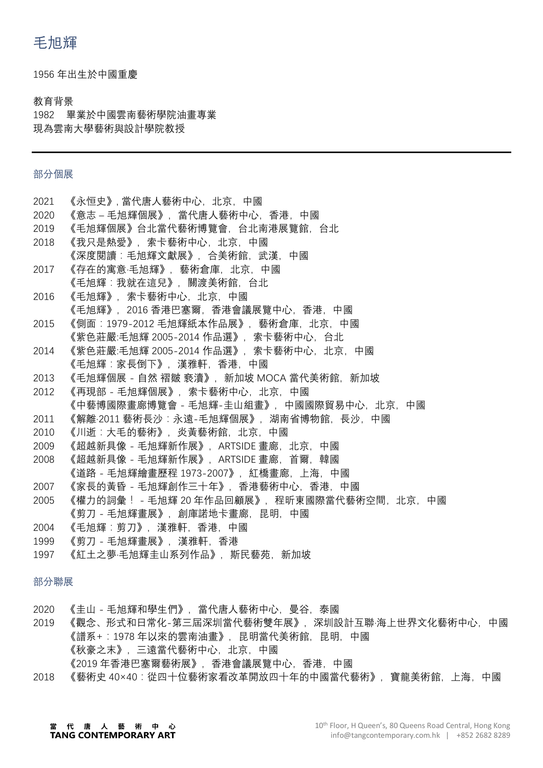# 毛旭輝

1956 年出生於中國重慶

教育背景

1982　畢業於中國雲南藝術學院油畫專業

現為雲南大學藝術與設計學院教授

---

## 部分個展

2021　《永恒史》, 當代唐人藝術中心，北京，中國

2020　《意志 – 毛旭輝個展》，當代唐人藝術中心，香港，中國

2019　《毛旭輝個展》台北當代藝術博覽會，台北南港展覽館，台北

2018　《我只是熱愛》，索卡藝術中心，北京，中國

　　　《深度閱讀：毛旭輝文獻展》，合美術館，武漢，中國

2017　《存在的寓意·毛旭輝》，藝術倉庫，北京，中國

　　　《毛旭輝：我就在這兒》，關渡美術館，台北

2016　《毛旭輝》，索卡藝術中心，北京，中國

　　　《毛旭輝》，2016 香港巴塞爾，香港會議展覽中心，香港，中國

2015　《側面：1979-2012 毛旭輝紙本作品展》，藝術倉庫，北京，中國

　　　《紫色莊嚴:毛旭輝 2005-2014 作品選》，索卡藝術中心，台北

2014　《紫色莊嚴:毛旭輝 2005-2014 作品選》，索卡藝術中心，北京，中國

　　　《毛旭輝：家長倒下》，漢雅軒，香港，中國

2013　《毛旭輝個展 - 自然 褶皺 褻瀆》，新加坡 MOCA 當代美術館，新加坡

2012　《再現部 - 毛旭輝個展》，索卡藝術中心，北京，中國

　　　《中藝博國際畫廊博覽會 - 毛旭輝-圭山組畫》，中國國際貿易中心，北京，中國

2011　《解離·2011 藝術長沙：永遠-毛旭輝個展》，湖南省博物館，長沙，中國

2010　《川逝：大毛的藝術》，炎黃藝術館，北京，中國

2009　《超越新具像 - 毛旭輝新作展》，ARTSIDE 畫廊，北京，中國

2008　《超越新具像 - 毛旭輝新作展》，ARTSIDE 畫廊，首爾，韓國

　　　《道路 - 毛旭輝繪畫歷程 1973-2007》，紅橋畫廊，上海，中國

2007　《家長的黃昏 - 毛旭輝創作三十年》，香港藝術中心，香港，中國

2005　《權力的詞彙！ - 毛旭輝 20 年作品回顧展》，程昕東國際當代藝術空間，北京，中國

　　　《剪刀 - 毛旭輝畫展》，創庫諾地卡畫廊，昆明，中國

2004　《毛旭輝：剪刀》，漢雅軒，香港，中國

1999　《剪刀 - 毛旭輝畫展》，漢雅軒，香港

1997　《紅土之夢·毛旭輝圭山系列作品》，斯民藝苑，新加坡

## 部分聯展

2020　《圭山 - 毛旭輝和學生們》，當代唐人藝術中心，曼谷，泰國

2019　《觀念、形式和日常化-第三屆深圳當代藝術雙年展》，深圳設計互聯·海上世界文化藝術中心，中國

　　　《譜系+：1978 年以來的雲南油畫》，昆明當代美術館，昆明，中國

　　　《秋豪之末》，三遠當代藝術中心，北京，中國

　　　《2019 年香港巴塞爾藝術展》，香港會議展覽中心，香港，中國

2018　《藝術史 40×40：從四十位藝術家看改革開放四十年的中國當代藝術》，寶龍美術館，上海，中國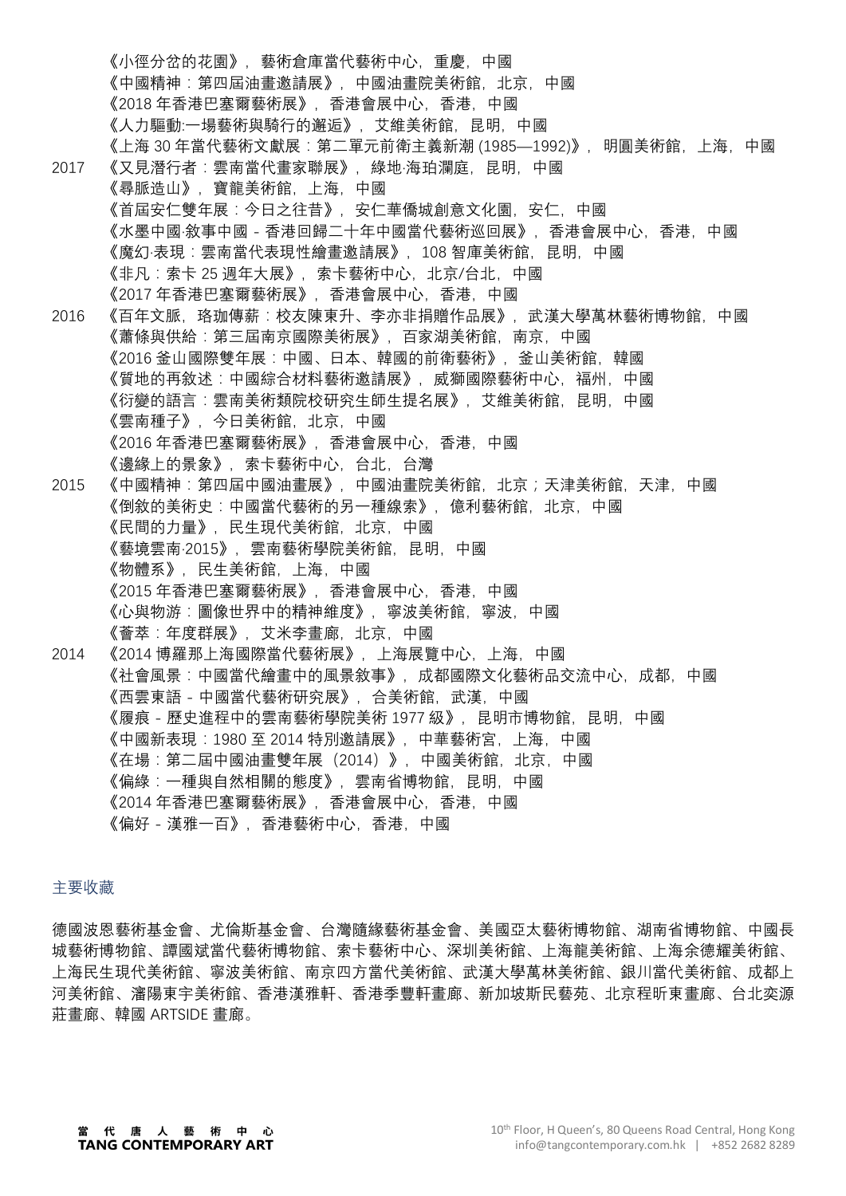《小徑分岔的花園》，藝術倉庫當代藝術中心，重慶，中國
《中國精神：第四屆油畫邀請展》，中國油畫院美術館，北京，中國
《2018 年香港巴塞爾藝術展》，香港會展中心，香港，中國
《人力驅動:一場藝術與騎行的邂逅》，艾維美術館，昆明，中國
《上海 30 年當代藝術文獻展：第二單元前衛主義新潮 (1985—1992)》，明圓美術館，上海，中國

2017 《又見潛行者：雲南當代畫家聯展》，綠地·海珀瀾庭，昆明，中國
《尋脈造山》，寶龍美術館，上海，中國
《首屆安仁雙年展：今日之往昔》，安仁華僑城創意文化園，安仁，中國
《水墨中國·敘事中國 - 香港回歸二十年中國當代藝術巡回展》，香港會展中心，香港，中國
《魔幻·表現：雲南當代表現性繪畫邀請展》，108 智庫美術館，昆明，中國
《非凡：索卡 25 週年大展》，索卡藝術中心，北京/台北，中國
《2017 年香港巴塞爾藝術展》，香港會展中心，香港，中國

2016 《百年文脈，珞珈傳薪：校友陳東升、李亦非捐贈作品展》，武漢大學萬林藝術博物館，中國
《蕭條與供給：第三屆南京國際美術展》，百家湖美術館，南京，中國
《2016 釜山國際雙年展：中國、日本、韓國的前衛藝術》，釜山美術館，韓國
《質地的再敘述：中國綜合材料藝術邀請展》，威獅國際藝術中心，福州，中國
《衍變的語言：雲南美術類院校研究生師生提名展》，艾維美術館，昆明，中國
《雲南種子》，今日美術館，北京，中國
《2016 年香港巴塞爾藝術展》，香港會展中心，香港，中國
《邊緣上的景象》，索卡藝術中心，台北，台灣

2015 《中國精神：第四屆中國油畫展》，中國油畫院美術館，北京；天津美術館，天津，中國
《倒敘的美術史：中國當代藝術的另一種線索》，億利藝術館，北京，中國
《民間的力量》，民生現代美術館，北京，中國
《藝境雲南·2015》，雲南藝術學院美術館，昆明，中國
《物體系》，民生美術館，上海，中國
《2015 年香港巴塞爾藝術展》，香港會展中心，香港，中國
《心與物游：圖像世界中的精神維度》，寧波美術館，寧波，中國
《薈萃：年度群展》，艾米李畫廊，北京，中國

2014 《2014 博羅那上海國際當代藝術展》，上海展覽中心，上海，中國
《社會風景：中國當代繪畫中的風景敘事》，成都國際文化藝術品交流中心，成都，中國
《西雲東語 - 中國當代藝術研究展》，合美術館，武漢，中國
《履痕 - 歷史進程中的雲南藝術學院美術 1977 級》，昆明市博物館，昆明，中國
《中國新表現：1980 至 2014 特別邀請展》，中華藝術宮，上海，中國
《在場：第二屆中國油畫雙年展（2014）》，中國美術館，北京，中國
《偏綠：一種與自然相關的態度》，雲南省博物館，昆明，中國
《2014 年香港巴塞爾藝術展》，香港會展中心，香港，中國
《偏好 - 漢雅一百》，香港藝術中心，香港，中國

## 主要收藏

德國波恩藝術基金會、尤倫斯基金會、台灣隨緣藝術基金會、美國亞太藝術博物館、湖南省博物館、中國長城藝術博物館、譚國斌當代藝術博物館、索卡藝術中心、深圳美術館、上海龍美術館、上海余德耀美術館、上海民生現代美術館、寧波美術館、南京四方當代美術館、武漢大學萬林美術館、銀川當代美術館、成都上河美術館、瀋陽東宇美術館、香港漢雅軒、香港季豐軒畫廊、新加坡斯民藝苑、北京程昕東畫廊、台北奕源莊畫廊、韓國 ARTSIDE 畫廊。